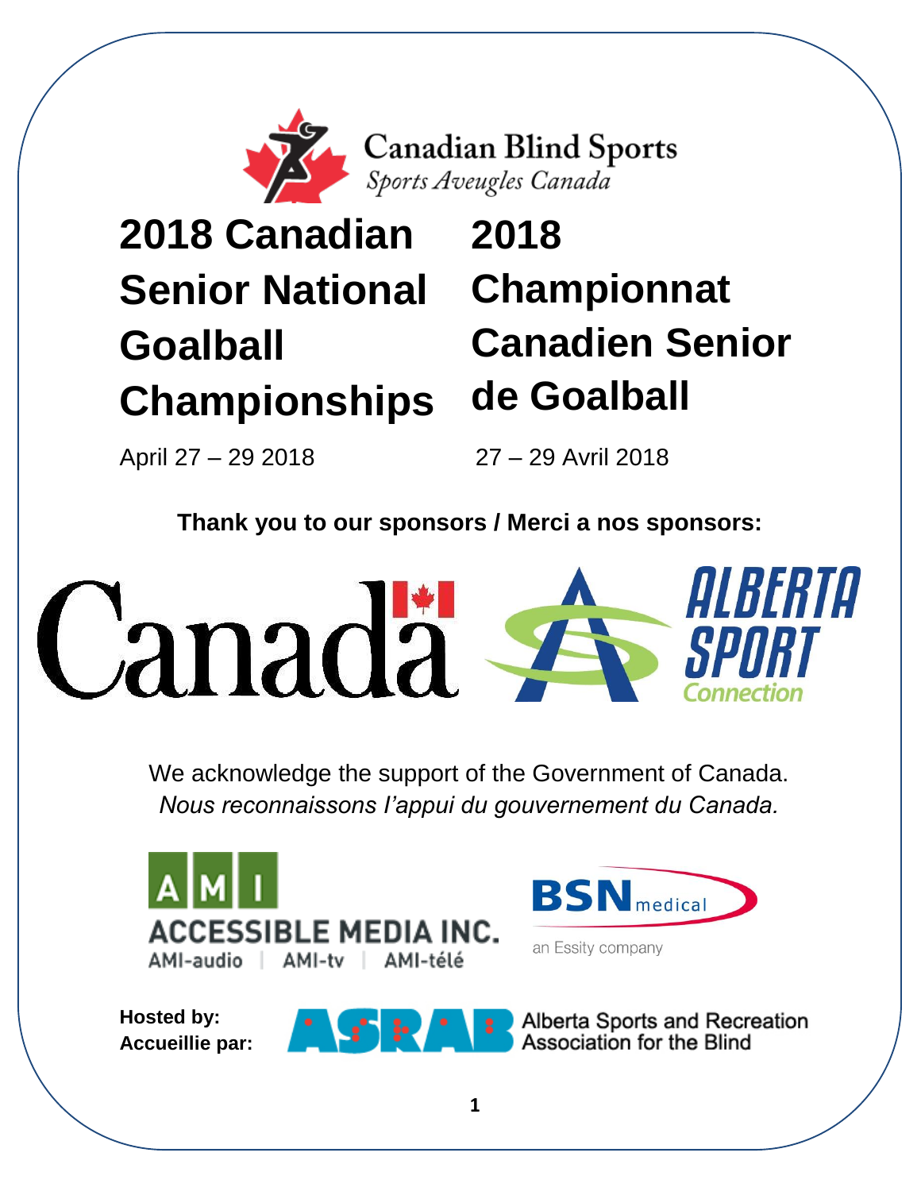Canadian Blind Sports
*Sports Aveugles Canada*

# 2018 Canadian Senior National Goalball Championships

April 27 – 29 2018

# 2018 Championnat Canadien Senior de Goalball

27 – 29 Avril 2018

**Thank you to our sponsors / Merci a nos sponsors:**

Canada

ALBERTA SPORT Connection

We acknowledge the support of the Government of Canada.
*Nous reconnaissons l'appui du gouvernement du Canada.*

AMI ACCESSIBLE MEDIA INC.
AMI-audio | AMI-tv | AMI-télé

BSN medical
an Essity company

**Hosted by:**
**Accueillie par:**

ASRAB Alberta Sports and Recreation Association for the Blind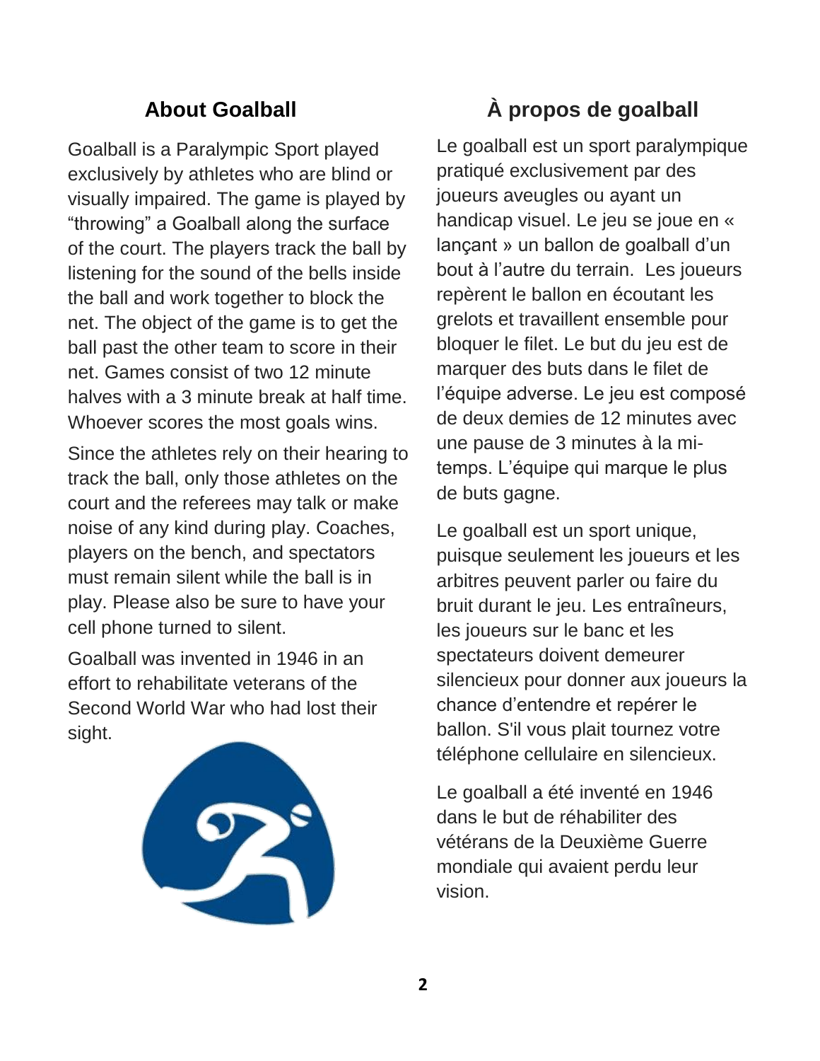## About Goalball

Goalball is a Paralympic Sport played exclusively by athletes who are blind or visually impaired. The game is played by “throwing” a Goalball along the surface of the court. The players track the ball by listening for the sound of the bells inside the ball and work together to block the net. The object of the game is to get the ball past the other team to score in their net. Games consist of two 12 minute halves with a 3 minute break at half time. Whoever scores the most goals wins.

Since the athletes rely on their hearing to track the ball, only those athletes on the court and the referees may talk or make noise of any kind during play. Coaches, players on the bench, and spectators must remain silent while the ball is in play. Please also be sure to have your cell phone turned to silent.

Goalball was invented in 1946 in an effort to rehabilitate veterans of the Second World War who had lost their sight.

## À propos de goalball

Le goalball est un sport paralympique pratiqué exclusivement par des joueurs aveugles ou ayant un handicap visuel. Le jeu se joue en « lançant » un ballon de goalball d’un bout à l’autre du terrain. Les joueurs repèrent le ballon en écoutant les grelots et travaillent ensemble pour bloquer le filet. Le but du jeu est de marquer des buts dans le filet de l’équipe adverse. Le jeu est composé de deux demies de 12 minutes avec une pause de 3 minutes à la mi-temps. L’équipe qui marque le plus de buts gagne.

Le goalball est un sport unique, puisque seulement les joueurs et les arbitres peuvent parler ou faire du bruit durant le jeu. Les entraîneurs, les joueurs sur le banc et les spectateurs doivent demeurer silencieux pour donner aux joueurs la chance d’entendre et repérer le ballon. S'il vous plait tournez votre téléphone cellulaire en silencieux.

Le goalball a été inventé en 1946 dans le but de réhabiliter des vétérans de la Deuxième Guerre mondiale qui avaient perdu leur vision.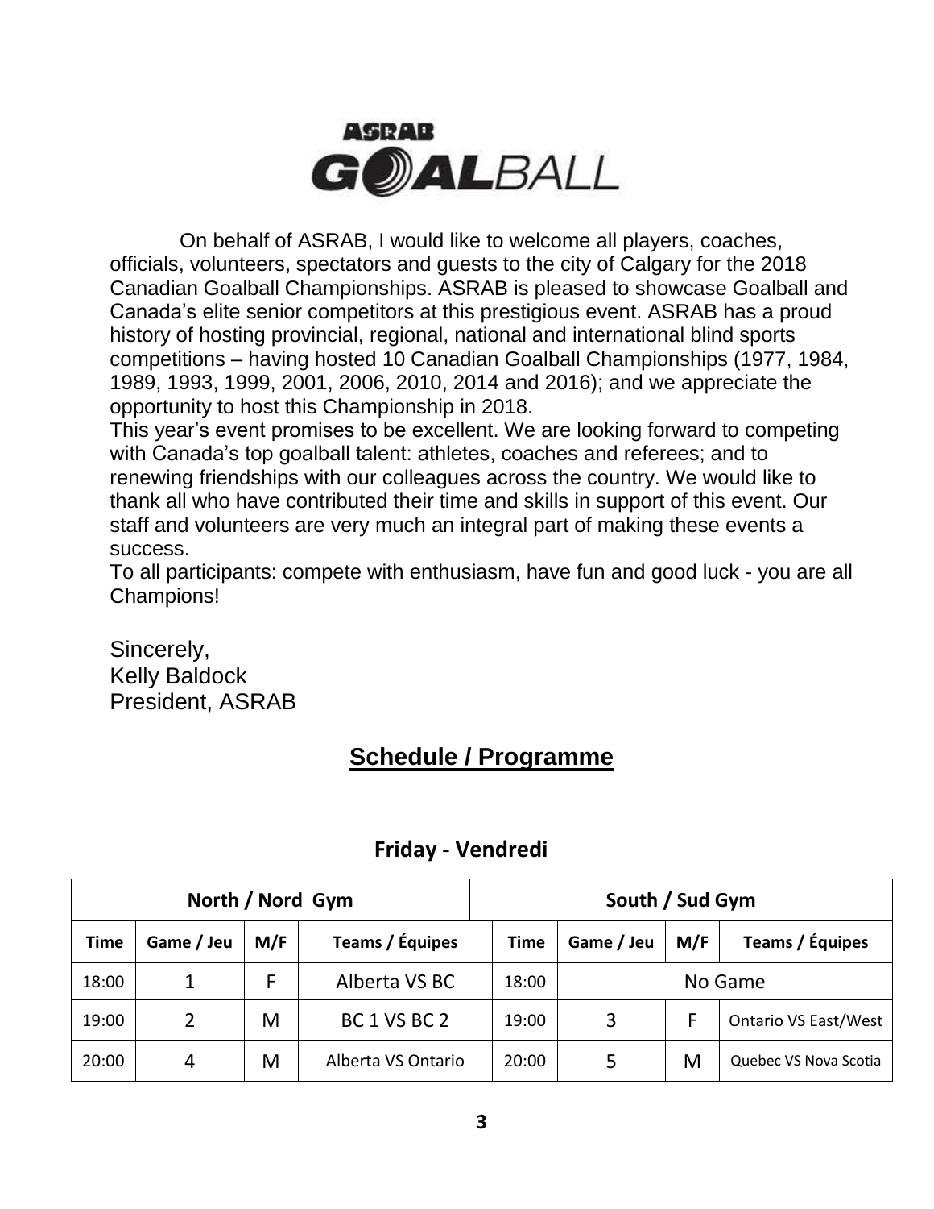ASRAB GOALBALL

On behalf of ASRAB, I would like to welcome all players, coaches, officials, volunteers, spectators and guests to the city of Calgary for the 2018 Canadian Goalball Championships. ASRAB is pleased to showcase Goalball and Canada's elite senior competitors at this prestigious event. ASRAB has a proud history of hosting provincial, regional, national and international blind sports competitions – having hosted 10 Canadian Goalball Championships (1977, 1984, 1989, 1993, 1999, 2001, 2006, 2010, 2014 and 2016); and we appreciate the opportunity to host this Championship in 2018.

This year's event promises to be excellent. We are looking forward to competing with Canada's top goalball talent: athletes, coaches and referees; and to renewing friendships with our colleagues across the country. We would like to thank all who have contributed their time and skills in support of this event. Our staff and volunteers are very much an integral part of making these events a success.

To all participants: compete with enthusiasm, have fun and good luck - you are all Champions!

Sincerely,
Kelly Baldock
President, ASRAB

## Schedule / Programme

### Friday - Vendredi

| North / Nord Gym | | | | South / Sud Gym | | | |
|---|---|---|---|---|---|---|---|
| Time | Game / Jeu | M/F | Teams / Équipes | Time | Game / Jeu | M/F | Teams / Équipes |
| 18:00 | 1 | F | Alberta VS BC | 18:00 | No Game | | |
| 19:00 | 2 | M | BC 1 VS BC 2 | 19:00 | 3 | F | Ontario VS East/West |
| 20:00 | 4 | M | Alberta VS Ontario | 20:00 | 5 | M | Quebec VS Nova Scotia |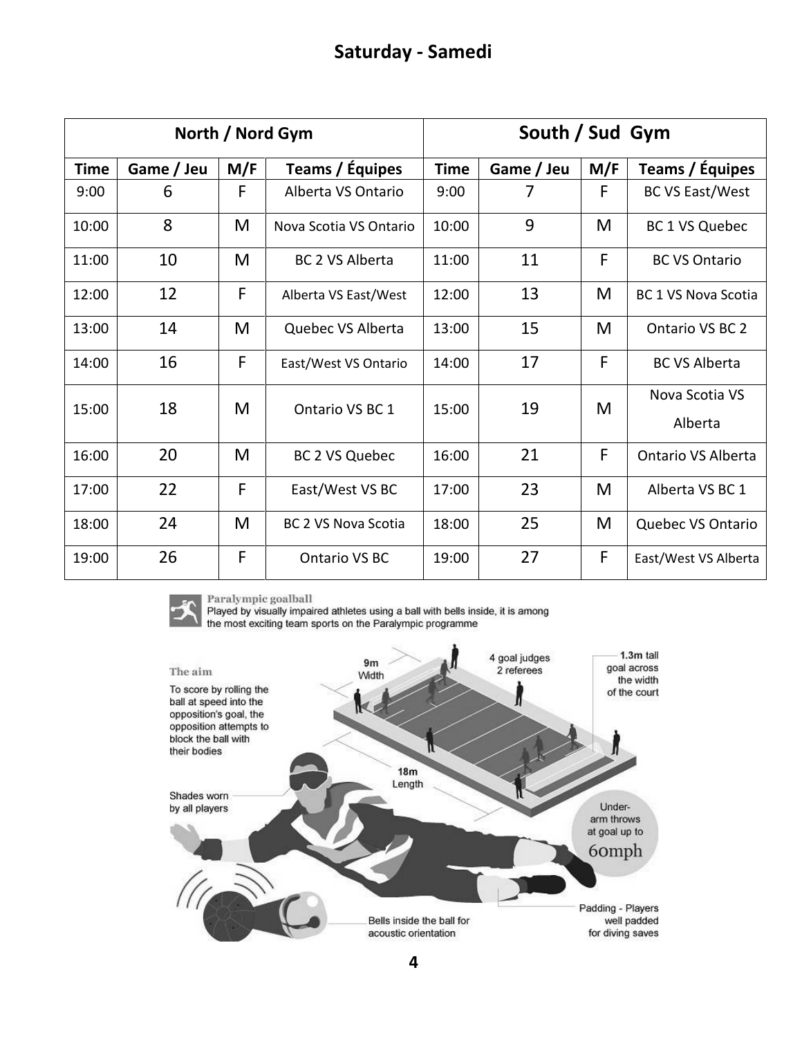## Saturday - Samedi

| North / Nord Gym | | | | South / Sud Gym | | | |
|---|---|---|---|---|---|---|---|
| Time | Game / Jeu | M/F | Teams / Équipes | Time | Game / Jeu | M/F | Teams / Équipes |
| 9:00 | 6 | F | Alberta VS Ontario | 9:00 | 7 | F | BC VS East/West |
| 10:00 | 8 | M | Nova Scotia VS Ontario | 10:00 | 9 | M | BC 1 VS Quebec |
| 11:00 | 10 | M | BC 2 VS Alberta | 11:00 | 11 | F | BC VS Ontario |
| 12:00 | 12 | F | Alberta VS East/West | 12:00 | 13 | M | BC 1 VS Nova Scotia |
| 13:00 | 14 | M | Quebec VS Alberta | 13:00 | 15 | M | Ontario VS BC 2 |
| 14:00 | 16 | F | East/West VS Ontario | 14:00 | 17 | F | BC VS Alberta |
| 15:00 | 18 | M | Ontario VS BC 1 | 15:00 | 19 | M | Nova Scotia VS Alberta |
| 16:00 | 20 | M | BC 2 VS Quebec | 16:00 | 21 | F | Ontario VS Alberta |
| 17:00 | 22 | F | East/West VS BC | 17:00 | 23 | M | Alberta VS BC 1 |
| 18:00 | 24 | M | BC 2 VS Nova Scotia | 18:00 | 25 | M | Quebec VS Ontario |
| 19:00 | 26 | F | Ontario VS BC | 19:00 | 27 | F | East/West VS Alberta |

**Paralympic goalball**
Played by visually impaired athletes using a ball with bells inside, it is among the most exciting team sports on the Paralympic programme

**The aim**
To score by rolling the ball at speed into the opposition's goal, the opposition attempts to block the ball with their bodies

- 9m Width
- 18m Length
- 4 goal judges, 2 referees
- 1.3m tall goal across the width of the court
- Shades worn by all players
- Under-arm throws at goal up to 60mph
- Padding - Players well padded for diving saves
- Bells inside the ball for acoustic orientation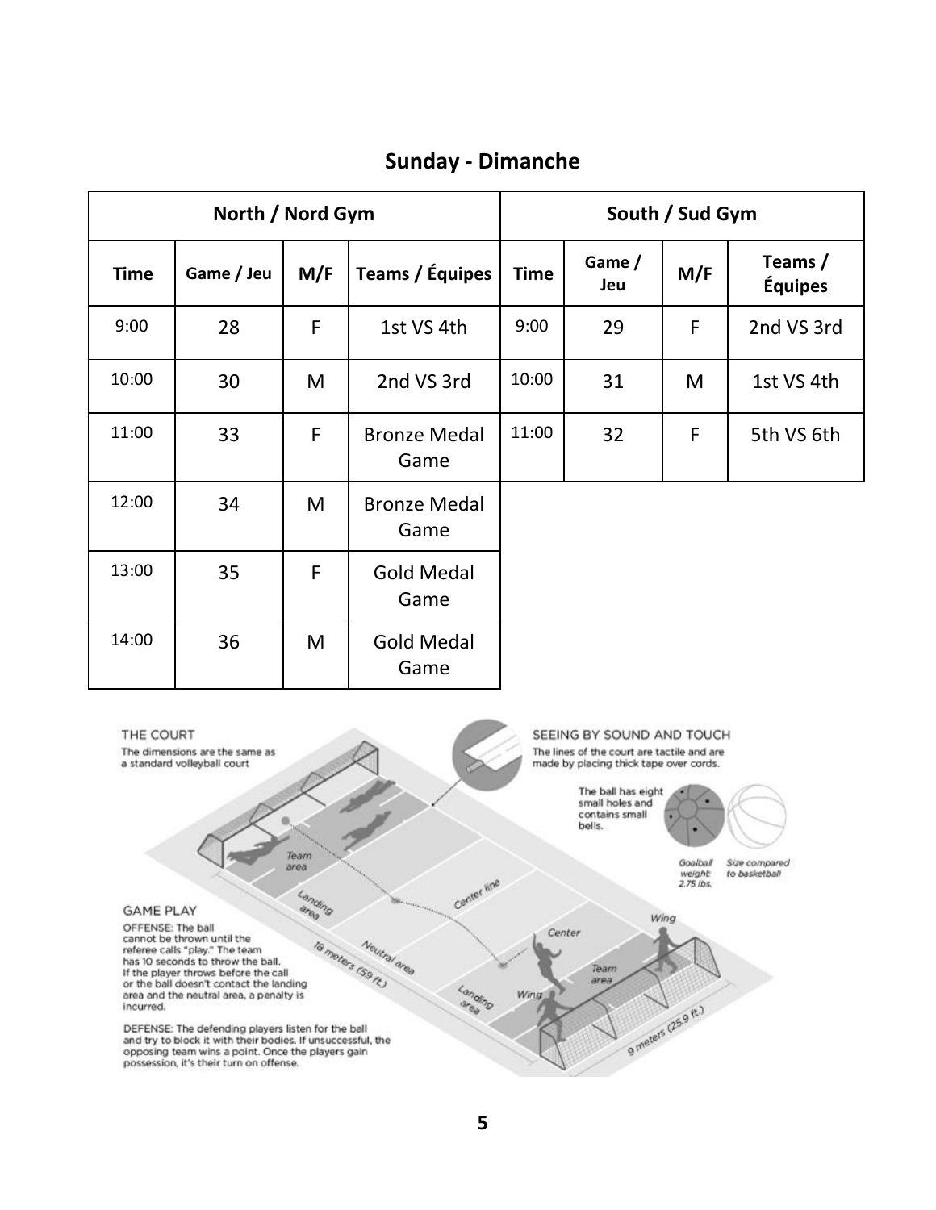## Sunday - Dimanche

| North / Nord Gym | | | | South / Sud Gym | | | |
|---|---|---|---|---|---|---|---|
| **Time** | **Game / Jeu** | **M/F** | **Teams / Équipes** | **Time** | **Game / Jeu** | **M/F** | **Teams / Équipes** |
| 9:00 | 28 | F | 1st VS 4th | 9:00 | 29 | F | 2nd VS 3rd |
| 10:00 | 30 | M | 2nd VS 3rd | 10:00 | 31 | M | 1st VS 4th |
| 11:00 | 33 | F | Bronze Medal Game | 11:00 | 32 | F | 5th VS 6th |
| 12:00 | 34 | M | Bronze Medal Game | | | | |
| 13:00 | 35 | F | Gold Medal Game | | | | |
| 14:00 | 36 | M | Gold Medal Game | | | | |

THE COURT

The dimensions are the same as a standard volleyball court

SEEING BY SOUND AND TOUCH

The lines of the court are tactile and are made by placing thick tape over cords.

The ball has eight small holes and contains small bells.

Goalball weight: 2.75 lbs.

Size compared to basketball

Team area

Landing area

Center line

Neutral area

18 meters (59 ft.)

9 meters (25.9 ft.)

Center

Wing

GAME PLAY

OFFENSE: The ball cannot be thrown until the referee calls "play." The team has 10 seconds to throw the ball. If the player throws before the call or the ball doesn't contact the landing area and the neutral area, a penalty is incurred.

DEFENSE: The defending players listen for the ball and try to block it with their bodies. If unsuccessful, the opposing team wins a point. Once the players gain possession, it's their turn on offense.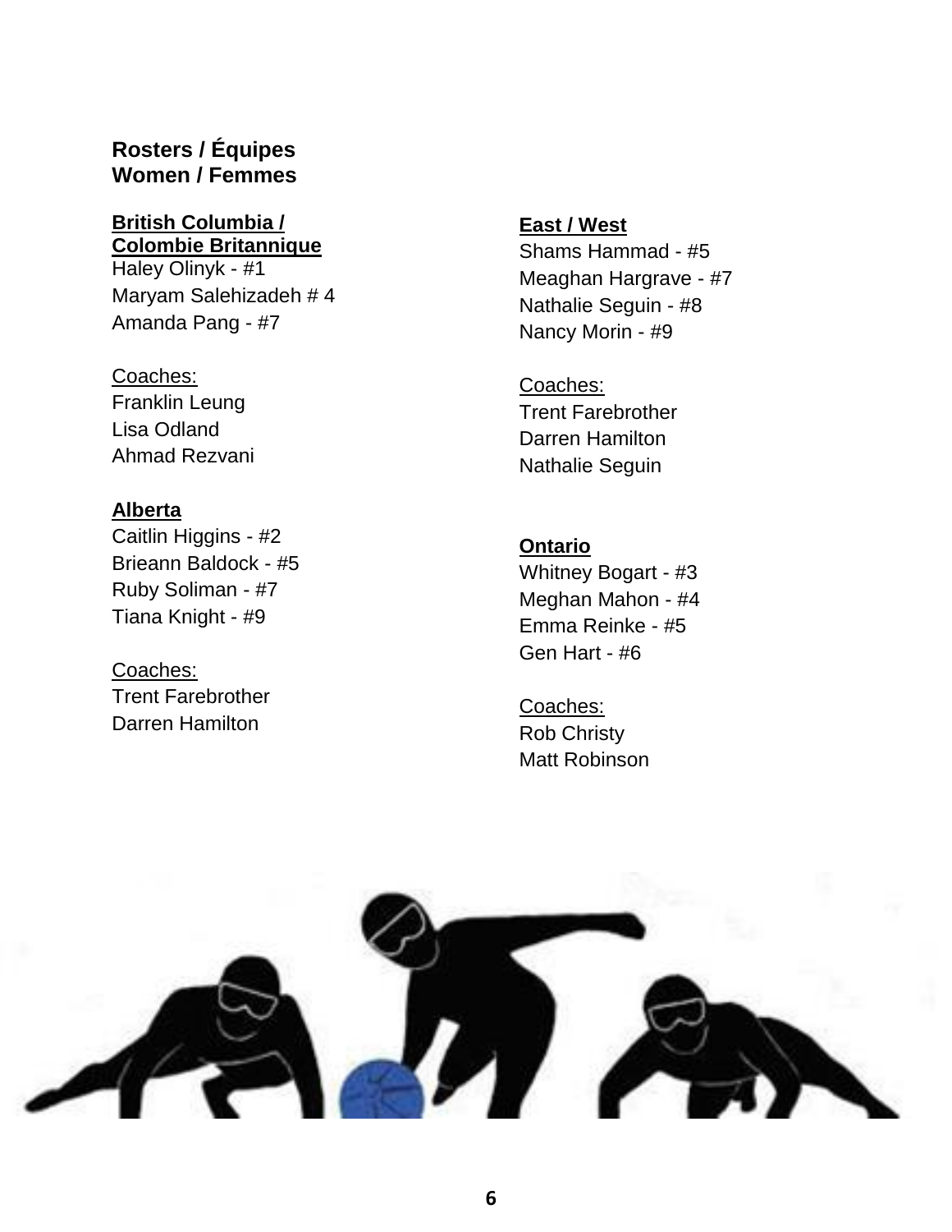## Rosters / Équipes
## Women / Femmes

### British Columbia / Colombie Britannique

Haley Olinyk - #1
Maryam Salehizadeh # 4
Amanda Pang - #7

Coaches:
Franklin Leung
Lisa Odland
Ahmad Rezvani

### Alberta

Caitlin Higgins - #2
Brieann Baldock - #5
Ruby Soliman - #7
Tiana Knight - #9

Coaches:
Trent Farebrother
Darren Hamilton

### East / West

Shams Hammad - #5
Meaghan Hargrave - #7
Nathalie Seguin - #8
Nancy Morin - #9

Coaches:
Trent Farebrother
Darren Hamilton
Nathalie Seguin

### Ontario

Whitney Bogart - #3
Meghan Mahon - #4
Emma Reinke - #5
Gen Hart - #6

Coaches:
Rob Christy
Matt Robinson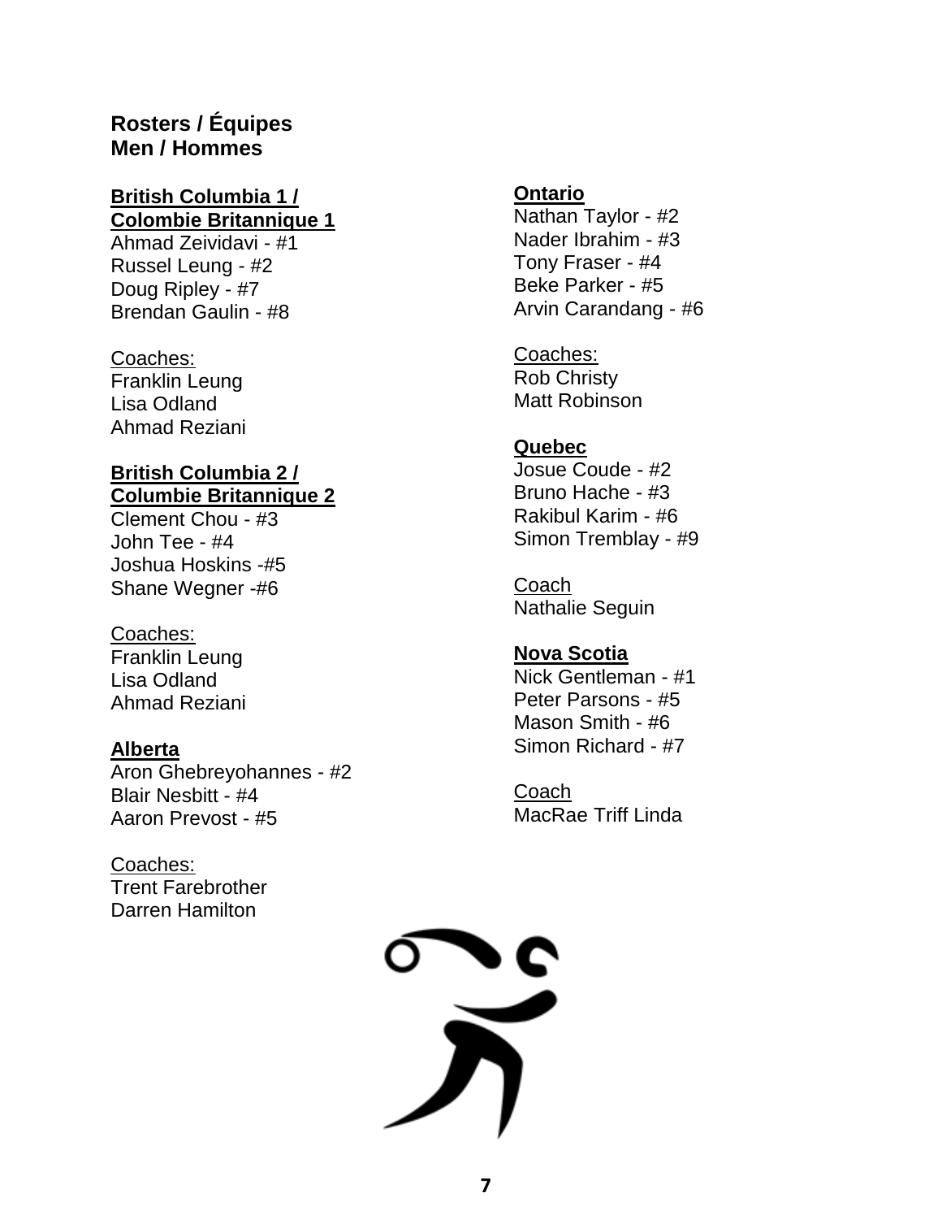**Rosters / Équipes**
**Men / Hommes**

**British Columbia 1 / Colombie Britannique 1**

Ahmad Zeividavi - #1
Russel Leung - #2
Doug Ripley - #7
Brendan Gaulin - #8

Coaches:
Franklin Leung
Lisa Odland
Ahmad Reziani

**British Columbia 2 / Columbie Britannique 2**

Clement Chou - #3
John Tee - #4
Joshua Hoskins -#5
Shane Wegner -#6

Coaches:
Franklin Leung
Lisa Odland
Ahmad Reziani

**Alberta**

Aron Ghebreyohannes - #2
Blair Nesbitt - #4
Aaron Prevost - #5

Coaches:
Trent Farebrother
Darren Hamilton

**Ontario**

Nathan Taylor - #2
Nader Ibrahim - #3
Tony Fraser - #4
Beke Parker - #5
Arvin Carandang - #6

Coaches:
Rob Christy
Matt Robinson

**Quebec**

Josue Coude - #2
Bruno Hache - #3
Rakibul Karim - #6
Simon Tremblay - #9

Coach
Nathalie Seguin

**Nova Scotia**

Nick Gentleman - #1
Peter Parsons - #5
Mason Smith - #6
Simon Richard - #7

Coach
MacRae Triff Linda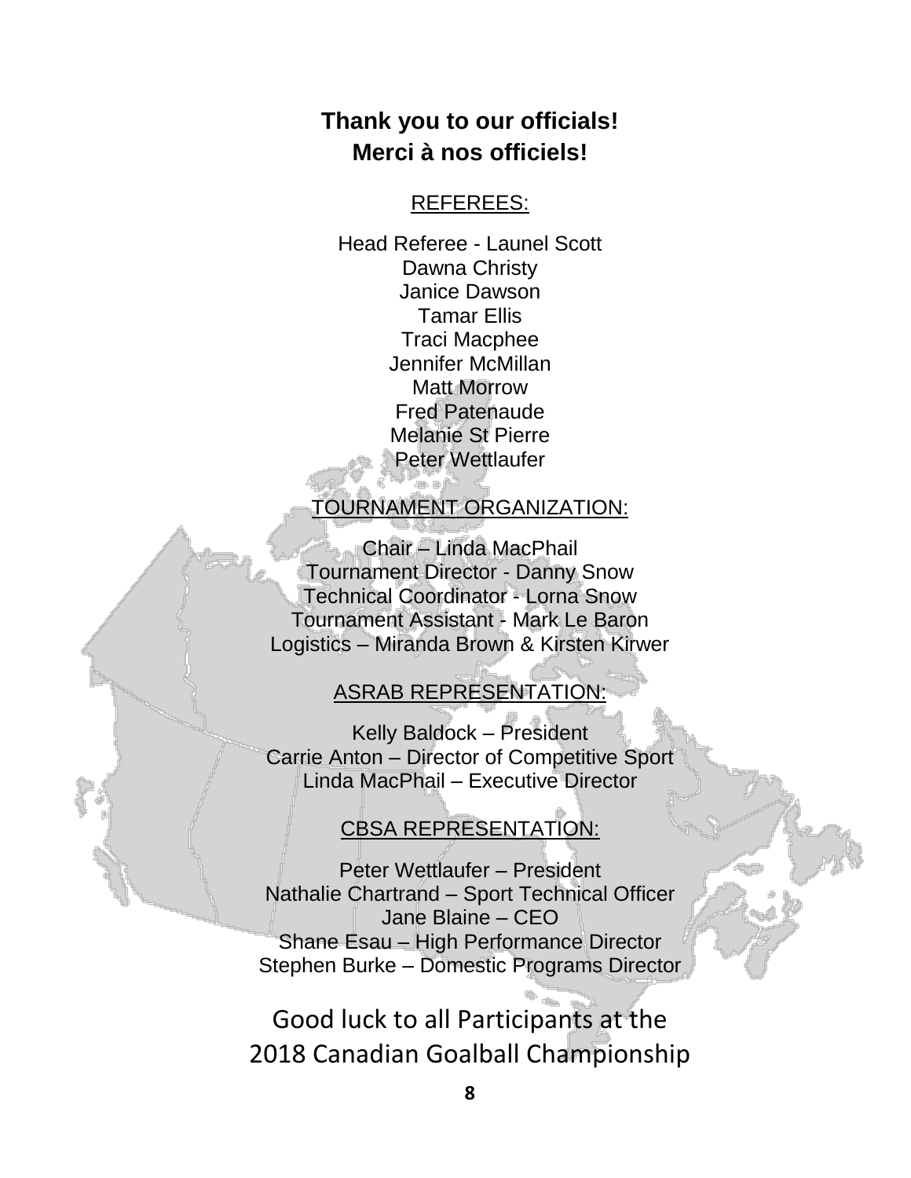**Thank you to our officials!**
**Merci à nos officiels!**

REFEREES:

Head Referee - Launel Scott
Dawna Christy
Janice Dawson
Tamar Ellis
Traci Macphee
Jennifer McMillan
Matt Morrow
Fred Patenaude
Melanie St Pierre
Peter Wettlaufer

TOURNAMENT ORGANIZATION:

Chair – Linda MacPhail
Tournament Director - Danny Snow
Technical Coordinator - Lorna Snow
Tournament Assistant - Mark Le Baron
Logistics – Miranda Brown & Kirsten Kirwer

ASRAB REPRESENTATION:

Kelly Baldock – President
Carrie Anton – Director of Competitive Sport
Linda MacPhail – Executive Director

CBSA REPRESENTATION:

Peter Wettlaufer – President
Nathalie Chartrand – Sport Technical Officer
Jane Blaine – CEO
Shane Esau – High Performance Director
Stephen Burke – Domestic Programs Director

Good luck to all Participants at the
2018 Canadian Goalball Championship